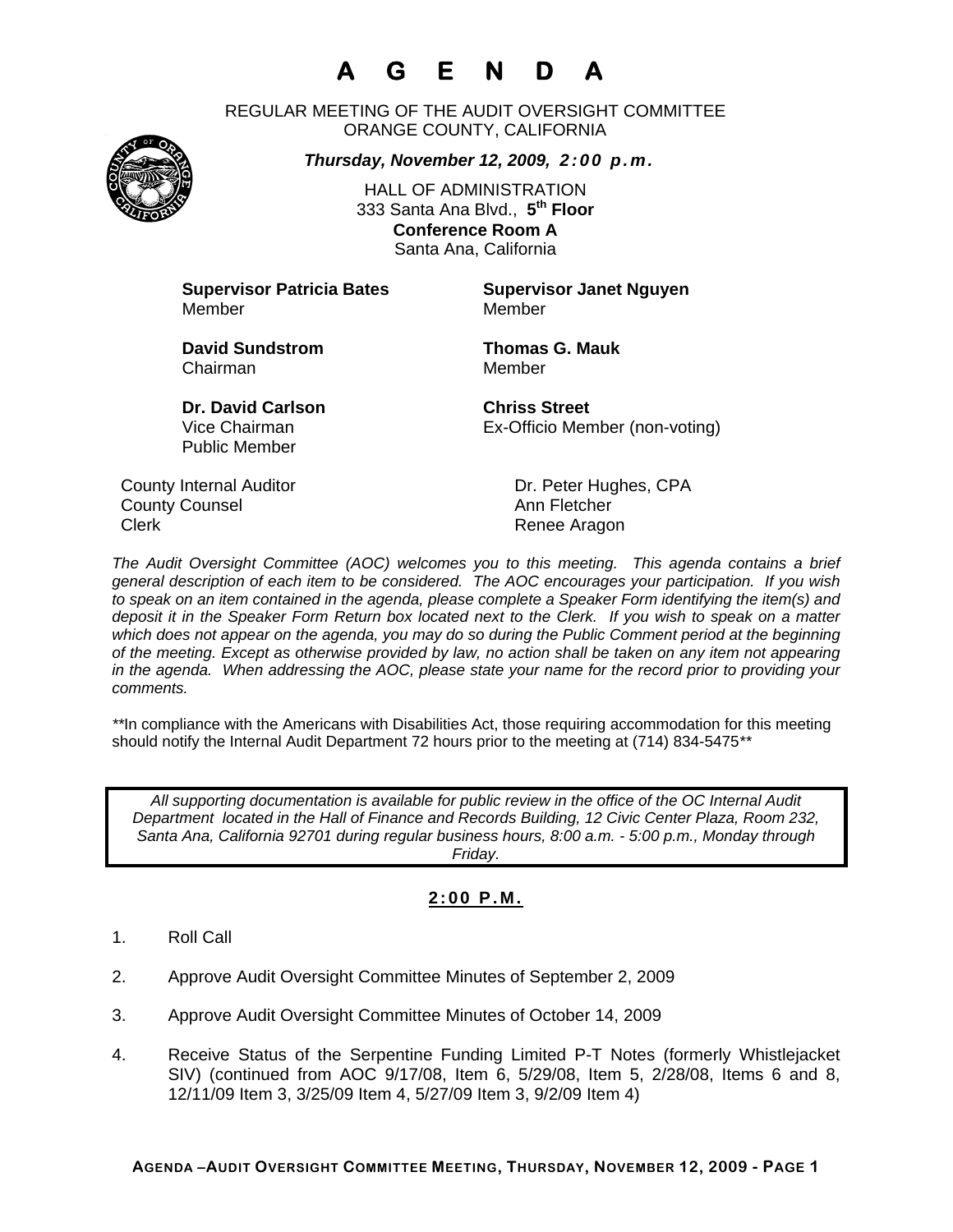# A G E N D A

REGULAR MEETING OF THE AUDIT OVERSIGHT COMMITTEE
ORANGE COUNTY, CALIFORNIA

***Thursday, November 12, 2009, 2:00 p.m.***

HALL OF ADMINISTRATION
333 Santa Ana Blvd., **5th Floor**
**Conference Room A**
Santa Ana, California

**Supervisor Patricia Bates**
Member

**Supervisor Janet Nguyen**
Member

**David Sundstrom**
Chairman

**Thomas G. Mauk**
Member

**Dr. David Carlson**
Vice Chairman
Public Member

**Chriss Street**
Ex-Officio Member (non-voting)

| | |
|---|---|
| County Internal Auditor | Dr. Peter Hughes, CPA |
| County Counsel | Ann Fletcher |
| Clerk | Renee Aragon |

*The Audit Oversight Committee (AOC) welcomes you to this meeting. This agenda contains a brief general description of each item to be considered. The AOC encourages your participation. If you wish to speak on an item contained in the agenda, please complete a Speaker Form identifying the item(s) and deposit it in the Speaker Form Return box located next to the Clerk. If you wish to speak on a matter which does not appear on the agenda, you may do so during the Public Comment period at the beginning of the meeting. Except as otherwise provided by law, no action shall be taken on any item not appearing in the agenda. When addressing the AOC, please state your name for the record prior to providing your comments.*

**In compliance with the Americans with Disabilities Act, those requiring accommodation for this meeting should notify the Internal Audit Department 72 hours prior to the meeting at (714) 834-5475**

*All supporting documentation is available for public review in the office of the OC Internal Audit Department located in the Hall of Finance and Records Building, 12 Civic Center Plaza, Room 232, Santa Ana, California 92701 during regular business hours, 8:00 a.m. - 5:00 p.m., Monday through Friday.*

## 2:00 P.M.

1. Roll Call

2. Approve Audit Oversight Committee Minutes of September 2, 2009

3. Approve Audit Oversight Committee Minutes of October 14, 2009

4. Receive Status of the Serpentine Funding Limited P-T Notes (formerly Whistlejacket SIV) (continued from AOC 9/17/08, Item 6, 5/29/08, Item 5, 2/28/08, Items 6 and 8, 12/11/09 Item 3, 3/25/09 Item 4, 5/27/09 Item 3, 9/2/09 Item 4)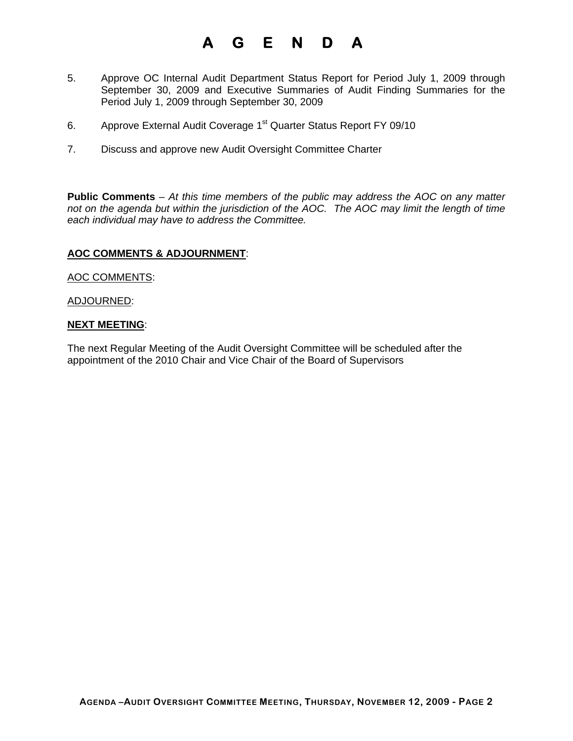# A G E N D A

5. Approve OC Internal Audit Department Status Report for Period July 1, 2009 through September 30, 2009 and Executive Summaries of Audit Finding Summaries for the Period July 1, 2009 through September 30, 2009

6. Approve External Audit Coverage 1st Quarter Status Report FY 09/10

7. Discuss and approve new Audit Oversight Committee Charter

**Public Comments** – *At this time members of the public may address the AOC on any matter not on the agenda but within the jurisdiction of the AOC. The AOC may limit the length of time each individual may have to address the Committee.*

**AOC COMMENTS & ADJOURNMENT**:

AOC COMMENTS:

ADJOURNED:

**NEXT MEETING**:

The next Regular Meeting of the Audit Oversight Committee will be scheduled after the appointment of the 2010 Chair and Vice Chair of the Board of Supervisors